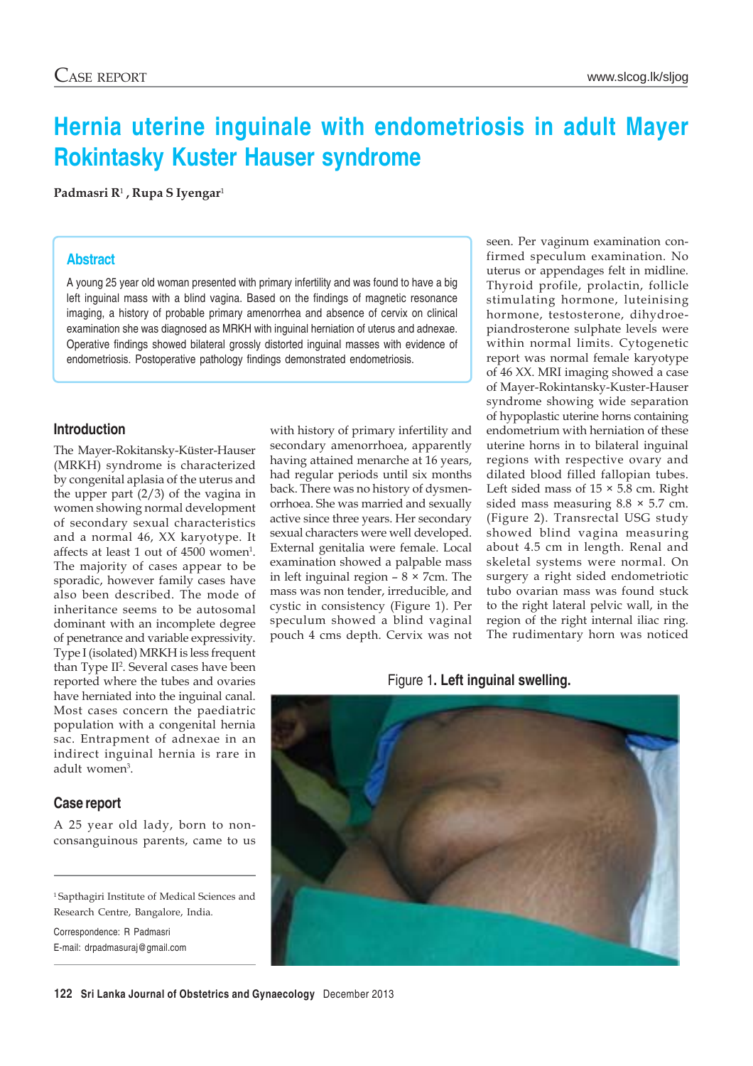# Hernia uterine inguinale with endometriosis in adult Mayer Rokintasky Kuster Hauser syndrome

**Padmasri R**[1] **, Rupa S Iyengar**[1]

## Abstract

A young 25 year old woman presented with primary infertility and was found to have a big left inguinal mass with a blind vagina. Based on the findings of magnetic resonance imaging, a history of probable primary amenorrhea and absence of cervix on clinical examination she was diagnosed as MRKH with inguinal herniation of uterus and adnexae. Operative findings showed bilateral grossly distorted inguinal masses with evidence of endometriosis. Postoperative pathology findings demonstrated endometriosis.

## Introduction

The Mayer-Rokitansky-Küster-Hauser (MRKH) syndrome is characterized by congenital aplasia of the uterus and the upper part (2/3) of the vagina in women showing normal development of secondary sexual characteristics and a normal 46, XX karyotype. It affects at least 1 out of 4500 women[1]. The majority of cases appear to be sporadic, however family cases have also been described. The mode of inheritance seems to be autosomal dominant with an incomplete degree of penetrance and variable expressivity. Type I (isolated) MRKH is less frequent than Type II[2]. Several cases have been reported where the tubes and ovaries have herniated into the inguinal canal. Most cases concern the paediatric population with a congenital hernia sac. Entrapment of adnexae in an indirect inguinal hernia is rare in adult women[3].

## Case report

A 25 year old lady, born to non-consanguinous parents, came to us with history of primary infertility and secondary amenorrhoea, apparently having attained menarche at 16 years, had regular periods until six months back. There was no history of dysmenorrhoea. She was married and sexually active since three years. Her secondary sexual characters were well developed. External genitalia were female. Local examination showed a palpable mass in left inguinal region – 8 × 7cm. The mass was non tender, irreducible, and cystic in consistency (Figure 1). Per speculum showed a blind vaginal pouch 4 cms depth. Cervix was not seen. Per vaginum examination confirmed speculum examination. No uterus or appendages felt in midline. Thyroid profile, prolactin, follicle stimulating hormone, luteinising hormone, testosterone, dihydroepiandrosterone sulphate levels were within normal limits. Cytogenetic report was normal female karyotype of 46 XX. MRI imaging showed a case of Mayer-Rokintansky-Kuster-Hauser syndrome showing wide separation of hypoplastic uterine horns containing endometrium with herniation of these uterine horns in to bilateral inguinal regions with respective ovary and dilated blood filled fallopian tubes. Left sided mass of 15 × 5.8 cm. Right sided mass measuring 8.8 × 5.7 cm. (Figure 2). Transrectal USG study showed blind vagina measuring about 4.5 cm in length. Renal and skeletal systems were normal. On surgery a right sided endometriotic tubo ovarian mass was found stuck to the right lateral pelvic wall, in the region of the right internal iliac ring. The rudimentary horn was noticed

Figure 1**. Left inguinal swelling.**

[1] Sapthagiri Institute of Medical Sciences and Research Centre, Bangalore, India.

Correspondence: R Padmasri
E-mail: drpadmasuraj@gmail.com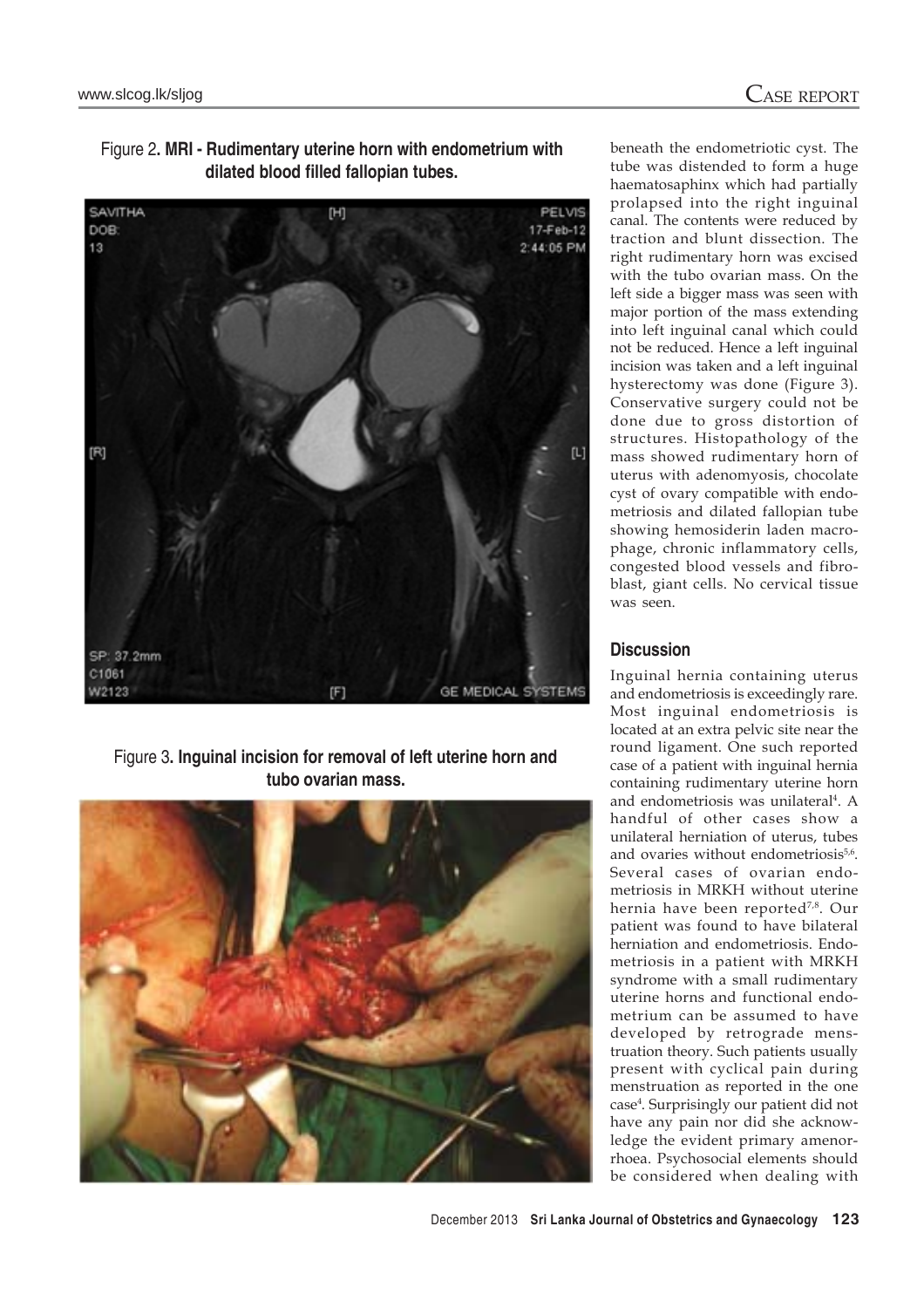Figure 2. MRI - Rudimentary uterine horn with endometrium with dilated blood filled fallopian tubes.

Figure 3. Inguinal incision for removal of left uterine horn and tubo ovarian mass.

beneath the endometriotic cyst. The tube was distended to form a huge haematosaphinx which had partially prolapsed into the right inguinal canal. The contents were reduced by traction and blunt dissection. The right rudimentary horn was excised with the tubo ovarian mass. On the left side a bigger mass was seen with major portion of the mass extending into left inguinal canal which could not be reduced. Hence a left inguinal incision was taken and a left inguinal hysterectomy was done (Figure 3). Conservative surgery could not be done due to gross distortion of structures. Histopathology of the mass showed rudimentary horn of uterus with adenomyosis, chocolate cyst of ovary compatible with endometriosis and dilated fallopian tube showing hemosiderin laden macrophage, chronic inflammatory cells, congested blood vessels and fibroblast, giant cells. No cervical tissue was seen.

## Discussion

Inguinal hernia containing uterus and endometriosis is exceedingly rare. Most inguinal endometriosis is located at an extra pelvic site near the round ligament. One such reported case of a patient with inguinal hernia containing rudimentary uterine horn and endometriosis was unilateral[4]. A handful of other cases show a unilateral herniation of uterus, tubes and ovaries without endometriosis[5,6]. Several cases of ovarian endometriosis in MRKH without uterine hernia have been reported[7,8]. Our patient was found to have bilateral herniation and endometriosis. Endometriosis in a patient with MRKH syndrome with a small rudimentary uterine horns and functional endometrium can be assumed to have developed by retrograde menstruation theory. Such patients usually present with cyclical pain during menstruation as reported in the one case[4]. Surprisingly our patient did not have any pain nor did she acknowledge the evident primary amenorrhoea. Psychosocial elements should be considered when dealing with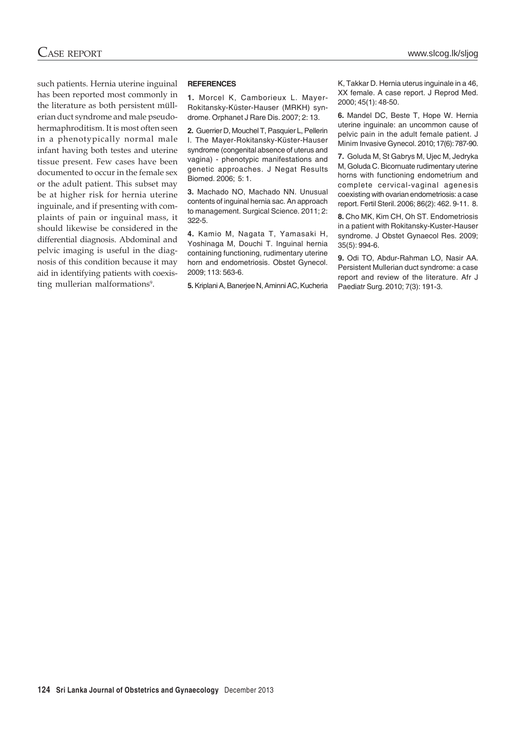such patients. Hernia uterine inguinal has been reported most commonly in the literature as both persistent müllerian duct syndrome and male pseudohermaphroditism. It is most often seen in a phenotypically normal male infant having both testes and uterine tissue present. Few cases have been documented to occur in the female sex or the adult patient. This subset may be at higher risk for hernia uterine inguinale, and if presenting with complaints of pain or inguinal mass, it should likewise be considered in the differential diagnosis. Abdominal and pelvic imaging is useful in the diagnosis of this condition because it may aid in identifying patients with coexisting mullerian malformations[9].

**REFERENCES**

**1.** Morcel K, Camborieux L. Mayer-Rokitansky-Küster-Hauser (MRKH) syndrome. Orphanet J Rare Dis. 2007; 2: 13.

**2.** Guerrier D, Mouchel T, Pasquier L, Pellerin I. The Mayer-Rokitansky-Küster-Hauser syndrome (congenital absence of uterus and vagina) - phenotypic manifestations and genetic approaches. J Negat Results Biomed. 2006; 5: 1.

**3.** Machado NO, Machado NN. Unusual contents of inguinal hernia sac. An approach to management. Surgical Science. 2011; 2: 322-5.

**4.** Kamio M, Nagata T, Yamasaki H, Yoshinaga M, Douchi T. Inguinal hernia containing functioning, rudimentary uterine horn and endometriosis. Obstet Gynecol. 2009; 113: 563-6.

**5.** Kriplani A, Banerjee N, Aminni AC, Kucheria K, Takkar D. Hernia uterus inguinale in a 46, XX female. A case report. J Reprod Med. 2000; 45(1): 48-50.

**6.** Mandel DC, Beste T, Hope W. Hernia uterine inguinale: an uncommon cause of pelvic pain in the adult female patient. J Minim Invasive Gynecol. 2010; 17(6): 787-90.

**7.** Goluda M, St Gabrys M, Ujec M, Jedryka M, Goluda C. Bicornuate rudimentary uterine horns with functioning endometrium and complete cervical-vaginal agenesis coexisting with ovarian endometriosis: a case report. Fertil Steril. 2006; 86(2): 462. 9-11. 8.

**8.** Cho MK, Kim CH, Oh ST. Endometriosis in a patient with Rokitansky-Kuster-Hauser syndrome. J Obstet Gynaecol Res. 2009; 35(5): 994-6.

**9.** Odi TO, Abdur-Rahman LO, Nasir AA. Persistent Mullerian duct syndrome: a case report and review of the literature. Afr J Paediatr Surg. 2010; 7(3): 191-3.